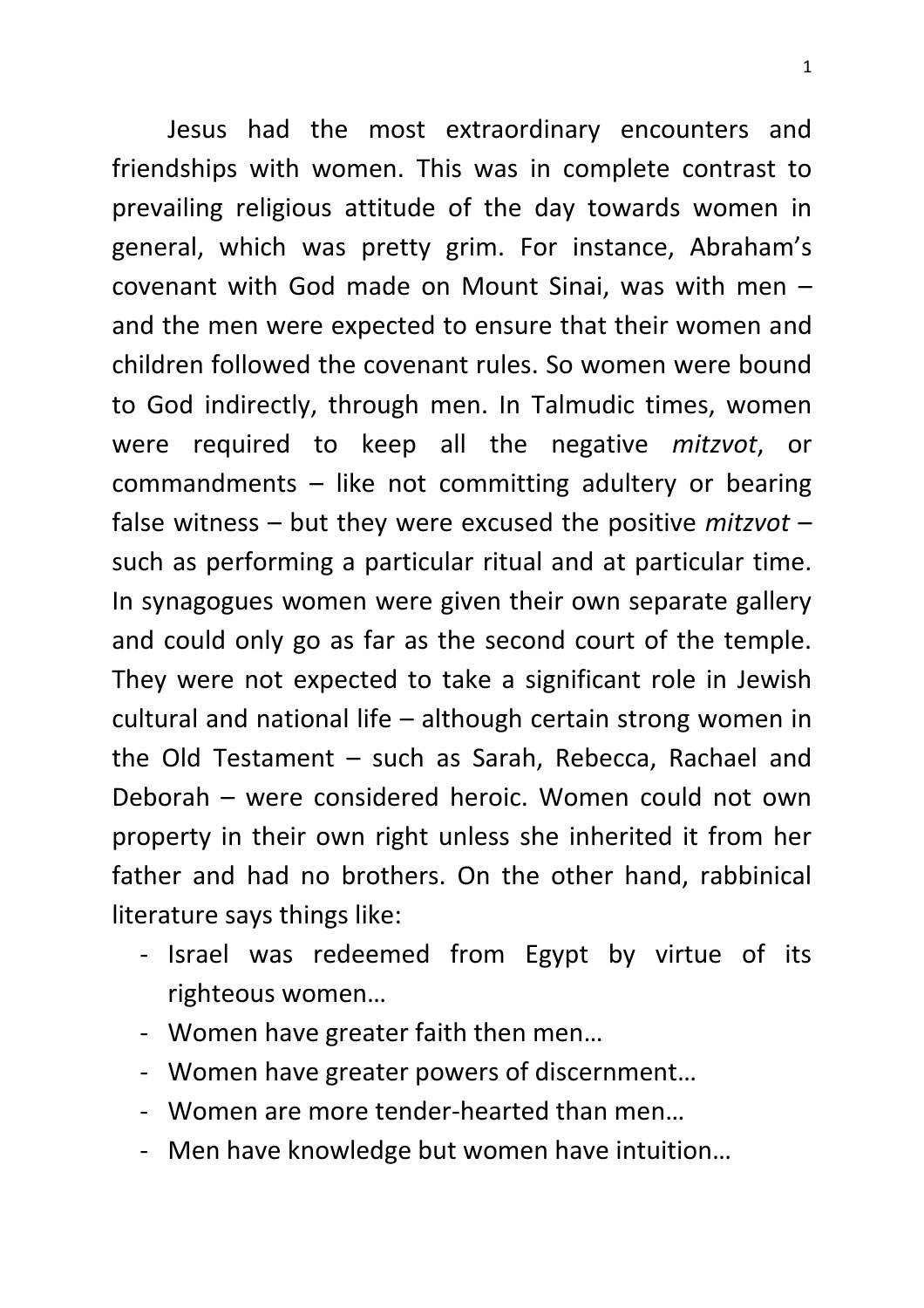Jesus had the most extraordinary encounters and friendships with women. This was in complete contrast to prevailing religious attitude of the day towards women in general, which was pretty grim. For instance, Abraham's covenant with God made on Mount Sinai, was with men – and the men were expected to ensure that their women and children followed the covenant rules. So women were bound to God indirectly, through men. In Talmudic times, women were required to keep all the negative *mitzvot*, or commandments – like not committing adultery or bearing false witness – but they were excused the positive *mitzvot* – such as performing a particular ritual and at particular time. In synagogues women were given their own separate gallery and could only go as far as the second court of the temple. They were not expected to take a significant role in Jewish cultural and national life – although certain strong women in the Old Testament – such as Sarah, Rebecca, Rachael and Deborah – were considered heroic. Women could not own property in their own right unless she inherited it from her father and had no brothers. On the other hand, rabbinical literature says things like:

- Israel was redeemed from Egypt by virtue of its righteous women…
- Women have greater faith then men…
- Women have greater powers of discernment…
- Women are more tender-hearted than men…
- Men have knowledge but women have intuition…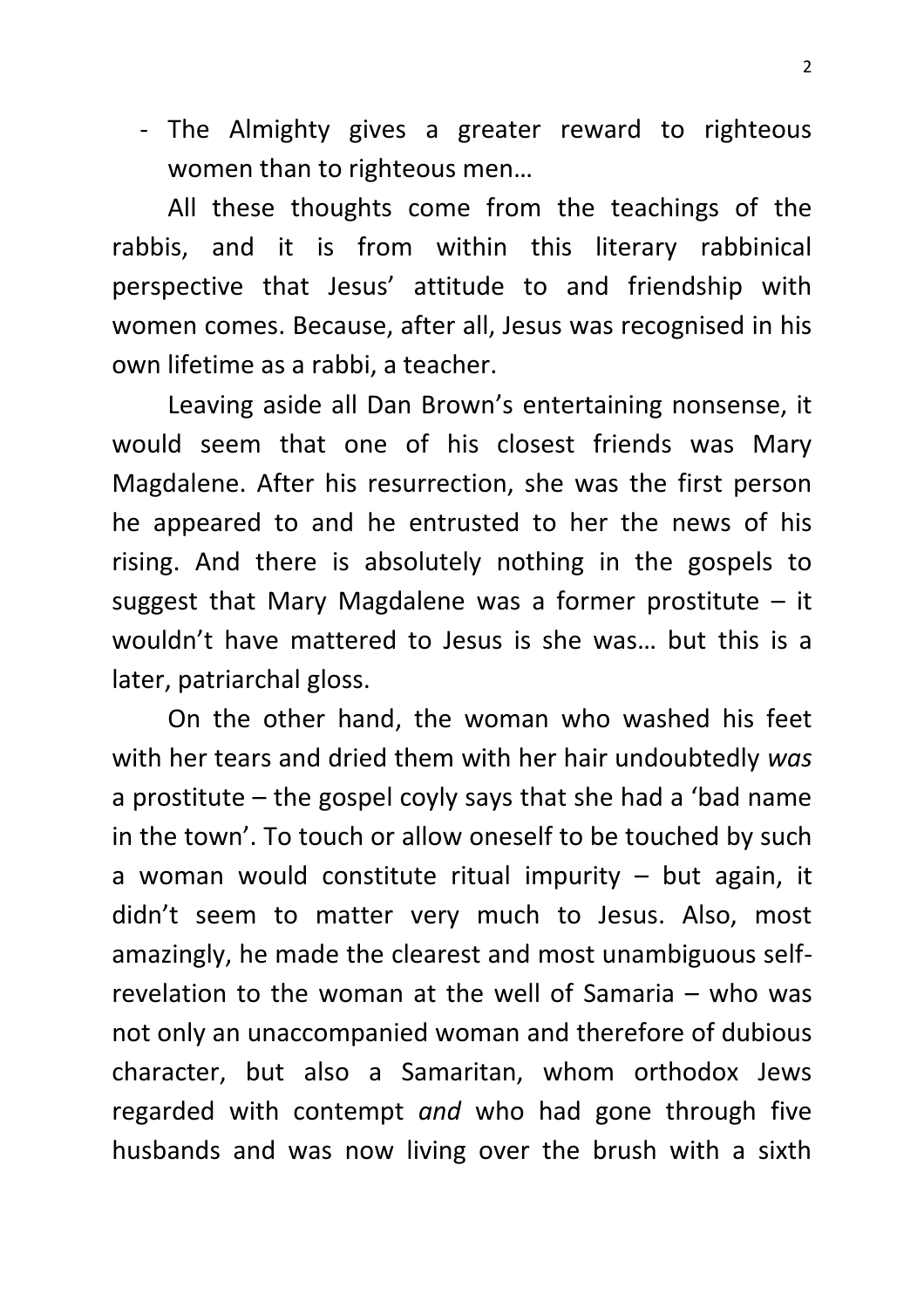- The Almighty gives a greater reward to righteous women than to righteous men…

All these thoughts come from the teachings of the rabbis, and it is from within this literary rabbinical perspective that Jesus' attitude to and friendship with women comes. Because, after all, Jesus was recognised in his own lifetime as a rabbi, a teacher.

Leaving aside all Dan Brown's entertaining nonsense, it would seem that one of his closest friends was Mary Magdalene. After his resurrection, she was the first person he appeared to and he entrusted to her the news of his rising. And there is absolutely nothing in the gospels to suggest that Mary Magdalene was a former prostitute – it wouldn't have mattered to Jesus is she was… but this is a later, patriarchal gloss.

On the other hand, the woman who washed his feet with her tears and dried them with her hair undoubtedly *was* a prostitute – the gospel coyly says that she had a 'bad name in the town'. To touch or allow oneself to be touched by such a woman would constitute ritual impurity – but again, it didn't seem to matter very much to Jesus. Also, most amazingly, he made the clearest and most unambiguous self-revelation to the woman at the well of Samaria – who was not only an unaccompanied woman and therefore of dubious character, but also a Samaritan, whom orthodox Jews regarded with contempt *and* who had gone through five husbands and was now living over the brush with a sixth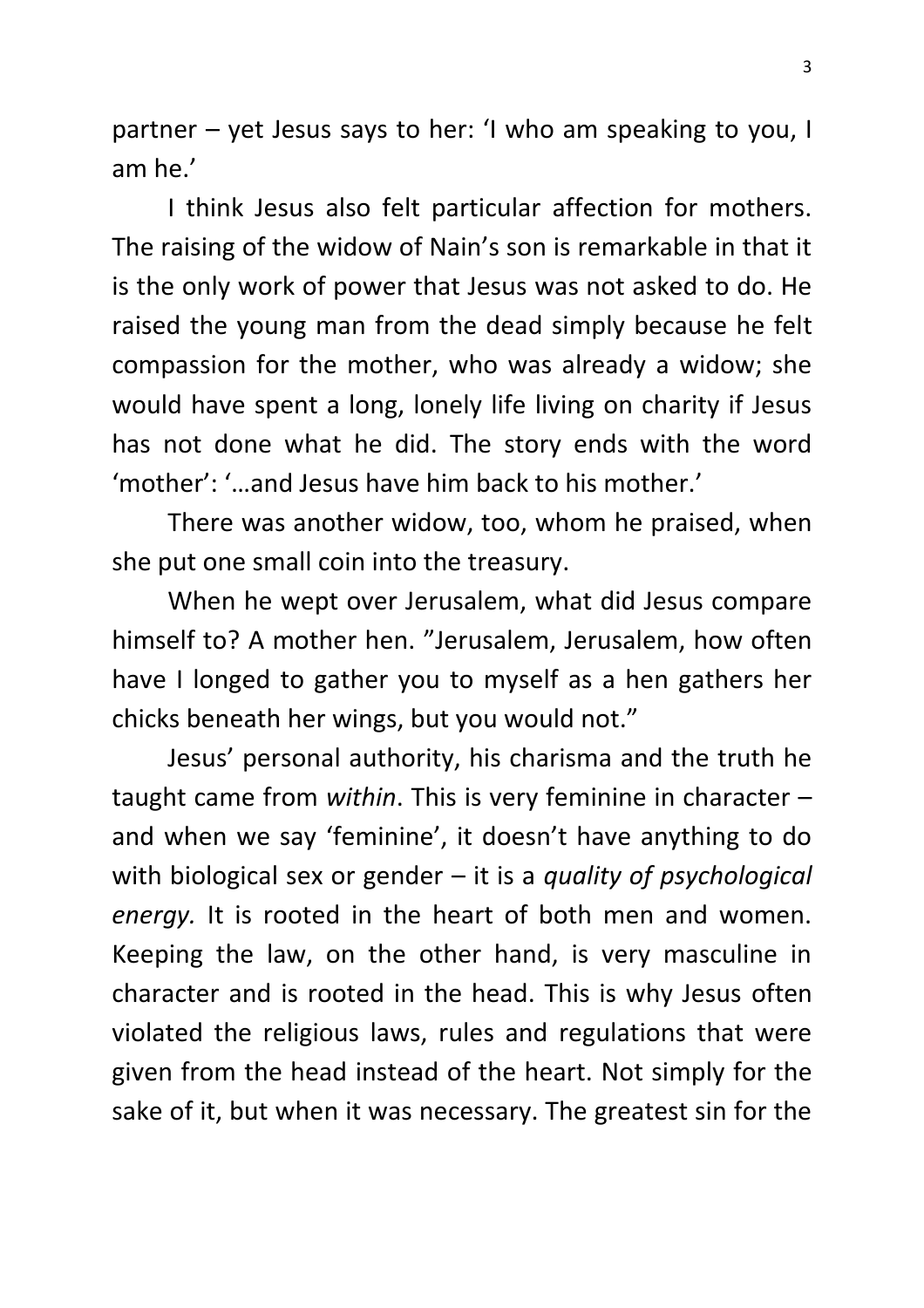partner – yet Jesus says to her: 'I who am speaking to you, I am he.'

I think Jesus also felt particular affection for mothers. The raising of the widow of Nain's son is remarkable in that it is the only work of power that Jesus was not asked to do. He raised the young man from the dead simply because he felt compassion for the mother, who was already a widow; she would have spent a long, lonely life living on charity if Jesus has not done what he did. The story ends with the word 'mother': '…and Jesus have him back to his mother.'

There was another widow, too, whom he praised, when she put one small coin into the treasury.

When he wept over Jerusalem, what did Jesus compare himself to? A mother hen. "Jerusalem, Jerusalem, how often have I longed to gather you to myself as a hen gathers her chicks beneath her wings, but you would not."

Jesus' personal authority, his charisma and the truth he taught came from *within*. This is very feminine in character – and when we say 'feminine', it doesn't have anything to do with biological sex or gender – it is a *quality of psychological energy.* It is rooted in the heart of both men and women. Keeping the law, on the other hand, is very masculine in character and is rooted in the head. This is why Jesus often violated the religious laws, rules and regulations that were given from the head instead of the heart. Not simply for the sake of it, but when it was necessary. The greatest sin for the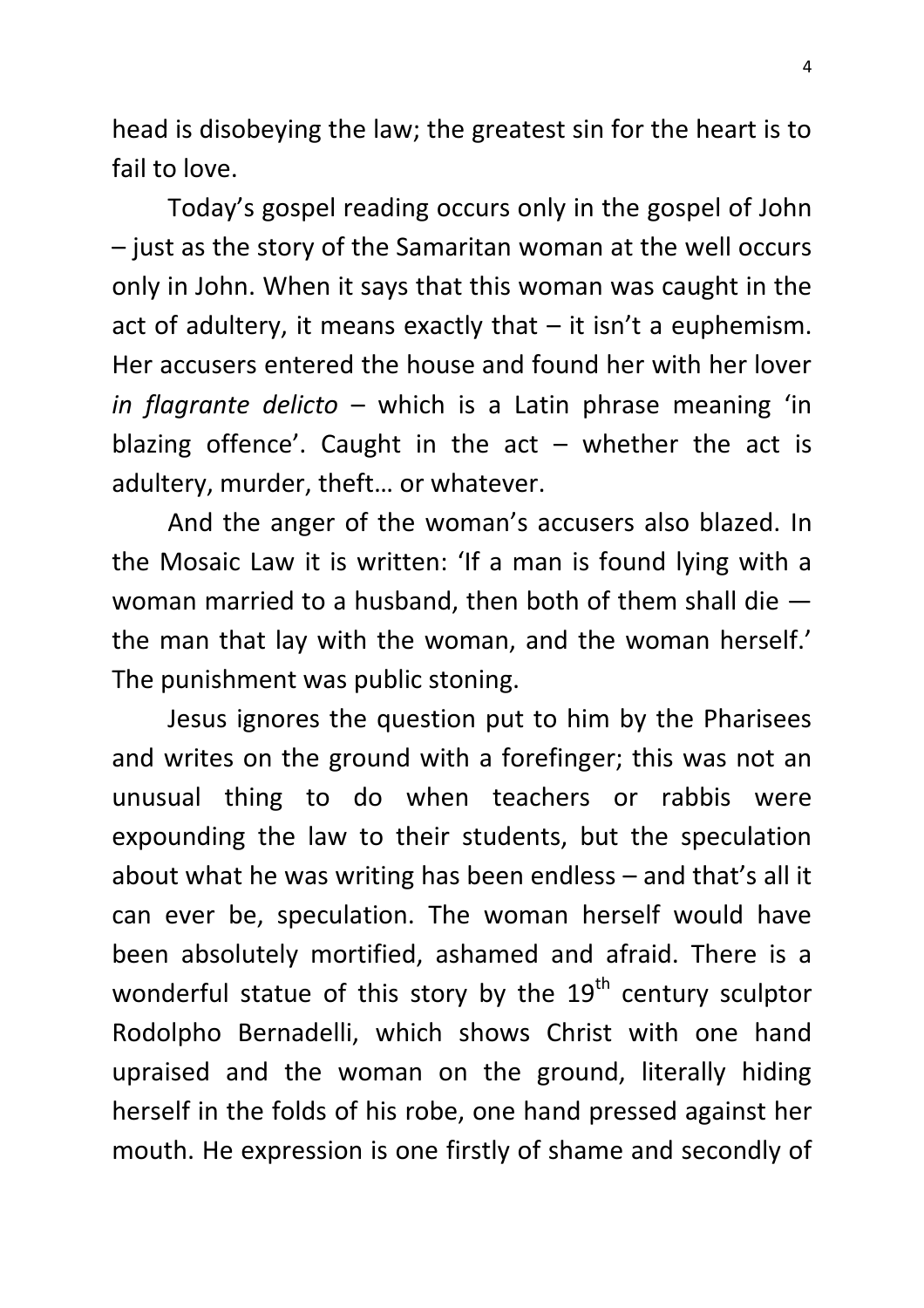head is disobeying the law; the greatest sin for the heart is to fail to love.

Today's gospel reading occurs only in the gospel of John – just as the story of the Samaritan woman at the well occurs only in John. When it says that this woman was caught in the act of adultery, it means exactly that – it isn't a euphemism. Her accusers entered the house and found her with her lover *in flagrante delicto* – which is a Latin phrase meaning 'in blazing offence'. Caught in the act – whether the act is adultery, murder, theft… or whatever.

And the anger of the woman's accusers also blazed. In the Mosaic Law it is written: 'If a man is found lying with a woman married to a husband, then both of them shall die — the man that lay with the woman, and the woman herself.' The punishment was public stoning.

Jesus ignores the question put to him by the Pharisees and writes on the ground with a forefinger; this was not an unusual thing to do when teachers or rabbis were expounding the law to their students, but the speculation about what he was writing has been endless – and that's all it can ever be, speculation. The woman herself would have been absolutely mortified, ashamed and afraid. There is a wonderful statue of this story by the 19th century sculptor Rodolpho Bernadelli, which shows Christ with one hand upraised and the woman on the ground, literally hiding herself in the folds of his robe, one hand pressed against her mouth. He expression is one firstly of shame and secondly of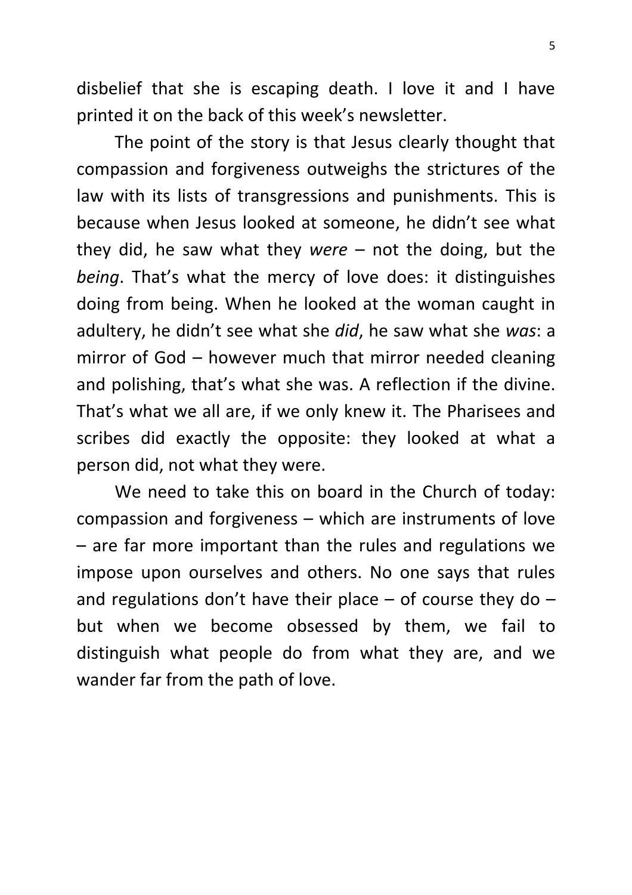disbelief that she is escaping death. I love it and I have printed it on the back of this week's newsletter.

The point of the story is that Jesus clearly thought that compassion and forgiveness outweighs the strictures of the law with its lists of transgressions and punishments. This is because when Jesus looked at someone, he didn't see what they did, he saw what they *were* – not the doing, but the *being*. That's what the mercy of love does: it distinguishes doing from being. When he looked at the woman caught in adultery, he didn't see what she *did*, he saw what she *was*: a mirror of God – however much that mirror needed cleaning and polishing, that's what she was. A reflection if the divine. That's what we all are, if we only knew it. The Pharisees and scribes did exactly the opposite: they looked at what a person did, not what they were.

We need to take this on board in the Church of today: compassion and forgiveness – which are instruments of love – are far more important than the rules and regulations we impose upon ourselves and others. No one says that rules and regulations don't have their place – of course they do – but when we become obsessed by them, we fail to distinguish what people do from what they are, and we wander far from the path of love.